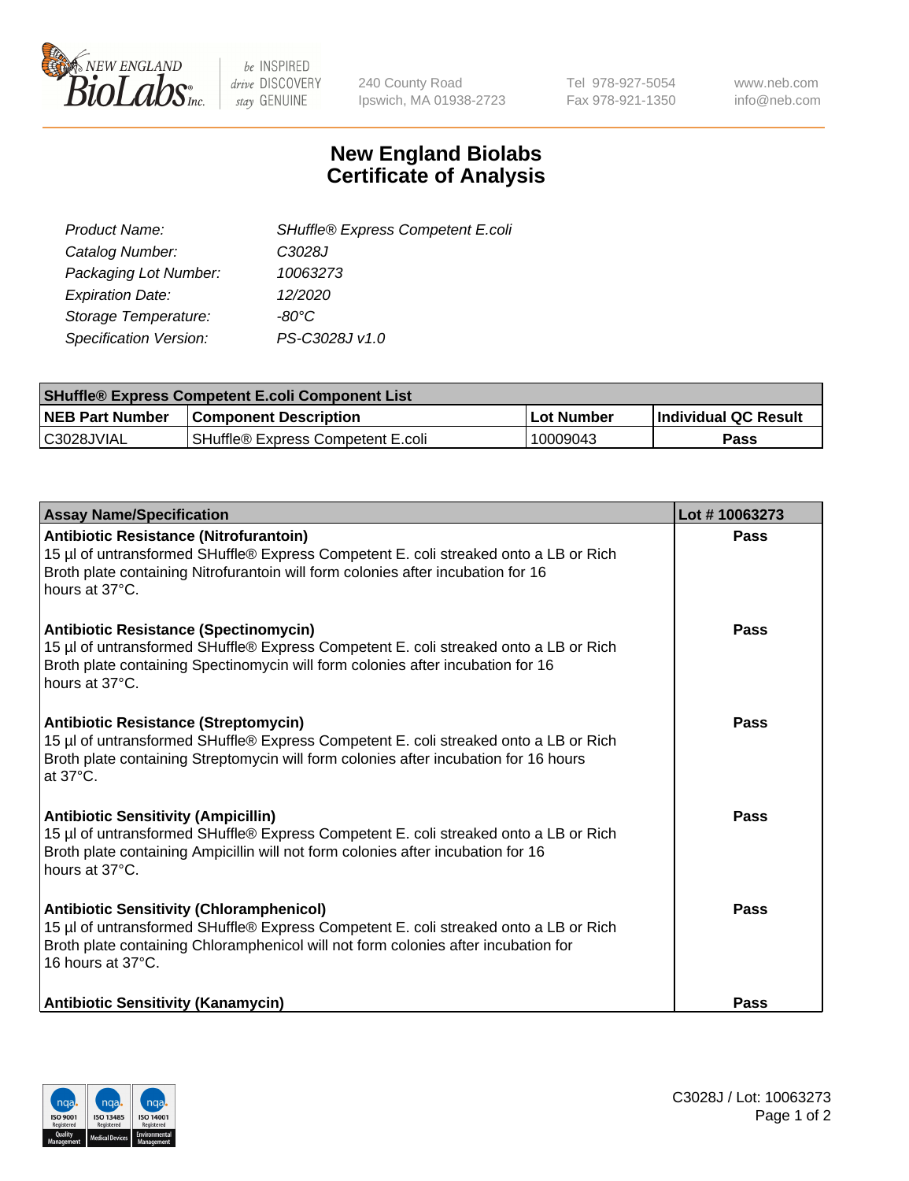# New England Biolabs Certificate of Analysis

| | |
|---|---|
| *Product Name:* | *SHuffle® Express Competent E.coli* |
| *Catalog Number:* | *C3028J* |
| *Packaging Lot Number:* | *10063273* |
| *Expiration Date:* | *12/2020* |
| *Storage Temperature:* | *-80°C* |
| *Specification Version:* | *PS-C3028J v1.0* |

| SHuffle® Express Competent E.coli Component List | | | |
|---|---|---|---|
| **NEB Part Number** | **Component Description** | **Lot Number** | **Individual QC Result** |
| C3028JVIAL | SHuffle® Express Competent E.coli | 10009043 | **Pass** |

| Assay Name/Specification | Lot # 10063273 |
|---|---|
| **Antibiotic Resistance (Nitrofurantoin)** 15 µl of untransformed SHuffle® Express Competent E. coli streaked onto a LB or Rich Broth plate containing Nitrofurantoin will form colonies after incubation for 16 hours at 37°C. | **Pass** |
| **Antibiotic Resistance (Spectinomycin)** 15 µl of untransformed SHuffle® Express Competent E. coli streaked onto a LB or Rich Broth plate containing Spectinomycin will form colonies after incubation for 16 hours at 37°C. | **Pass** |
| **Antibiotic Resistance (Streptomycin)** 15 µl of untransformed SHuffle® Express Competent E. coli streaked onto a LB or Rich Broth plate containing Streptomycin will form colonies after incubation for 16 hours at 37°C. | **Pass** |
| **Antibiotic Sensitivity (Ampicillin)** 15 µl of untransformed SHuffle® Express Competent E. coli streaked onto a LB or Rich Broth plate containing Ampicillin will not form colonies after incubation for 16 hours at 37°C. | **Pass** |
| **Antibiotic Sensitivity (Chloramphenicol)** 15 µl of untransformed SHuffle® Express Competent E. coli streaked onto a LB or Rich Broth plate containing Chloramphenicol will not form colonies after incubation for 16 hours at 37°C. | **Pass** |
| **Antibiotic Sensitivity (Kanamycin)** | **Pass** |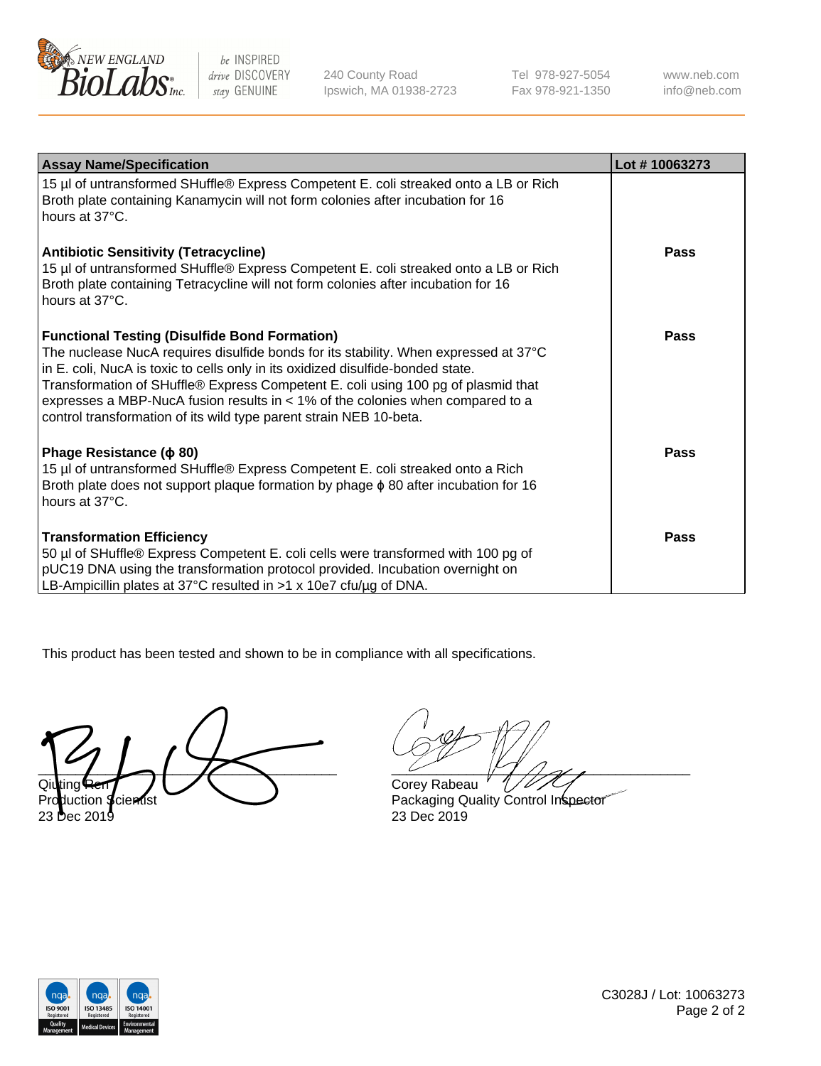| Assay Name/Specification | Lot # 10063273 |
|---|---|
| 15 µl of untransformed SHuffle® Express Competent E. coli streaked onto a LB or Rich Broth plate containing Kanamycin will not form colonies after incubation for 16 hours at 37°C. | |
| **Antibiotic Sensitivity (Tetracycline)**<br>15 µl of untransformed SHuffle® Express Competent E. coli streaked onto a LB or Rich Broth plate containing Tetracycline will not form colonies after incubation for 16 hours at 37°C. | **Pass** |
| **Functional Testing (Disulfide Bond Formation)**<br>The nuclease NucA requires disulfide bonds for its stability. When expressed at 37°C in E. coli, NucA is toxic to cells only in its oxidized disulfide-bonded state. Transformation of SHuffle® Express Competent E. coli using 100 pg of plasmid that expresses a MBP-NucA fusion results in < 1% of the colonies when compared to a control transformation of its wild type parent strain NEB 10-beta. | **Pass** |
| **Phage Resistance (ϕ 80)**<br>15 µl of untransformed SHuffle® Express Competent E. coli streaked onto a Rich Broth plate does not support plaque formation by phage ϕ 80 after incubation for 16 hours at 37°C. | **Pass** |
| **Transformation Efficiency**<br>50 µl of SHuffle® Express Competent E. coli cells were transformed with 100 pg of pUC19 DNA using the transformation protocol provided. Incubation overnight on LB-Ampicillin plates at 37°C resulted in >1 x 10e7 cfu/µg of DNA. | **Pass** |

This product has been tested and shown to be in compliance with all specifications.

Qiuting Ren
Production Scientist
23 Dec 2019

Corey Rabeau
Packaging Quality Control Inspector
23 Dec 2019

C3028J / Lot: 10063273